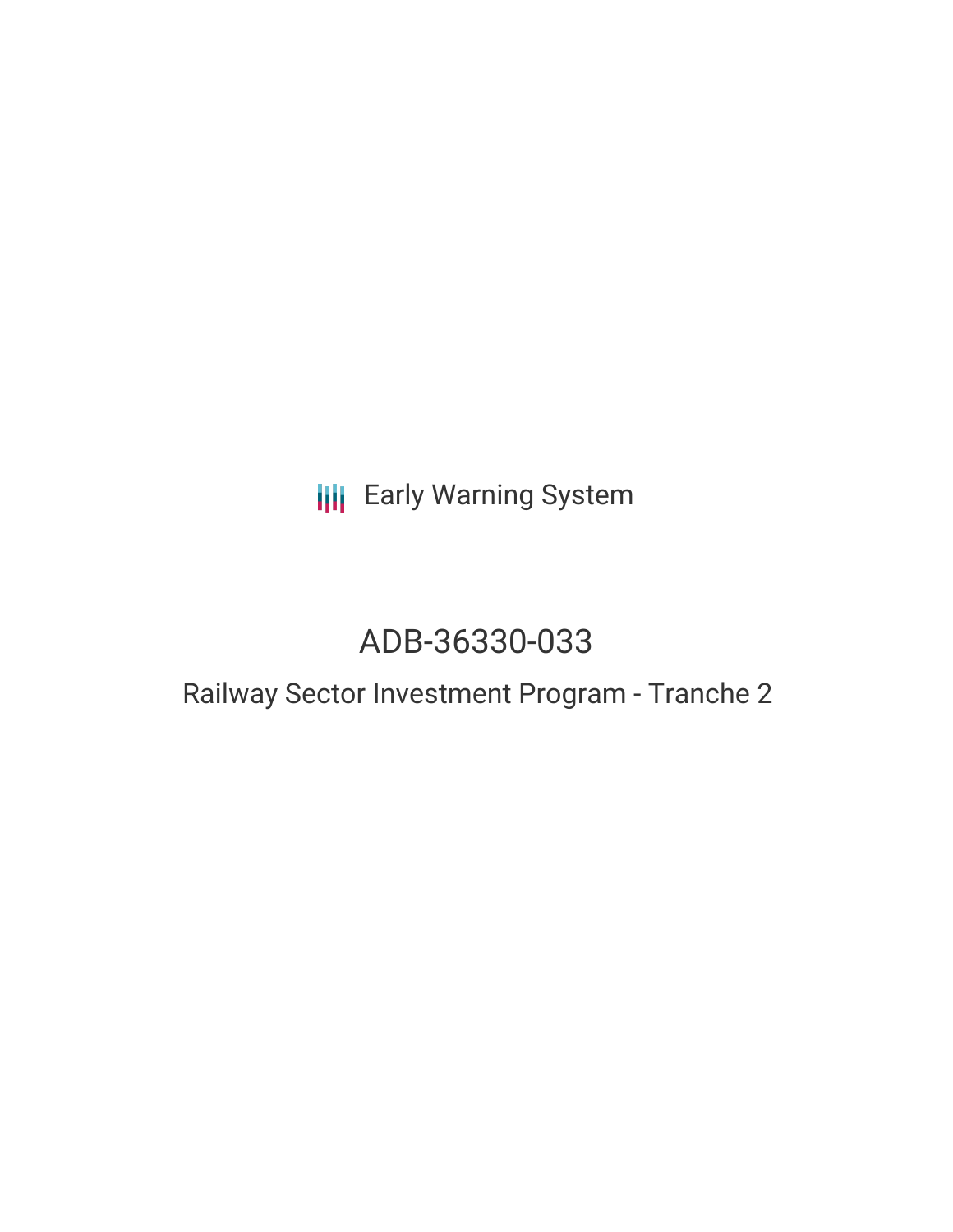Early Warning System

# ADB-36330-033

## Railway Sector Investment Program - Tranche 2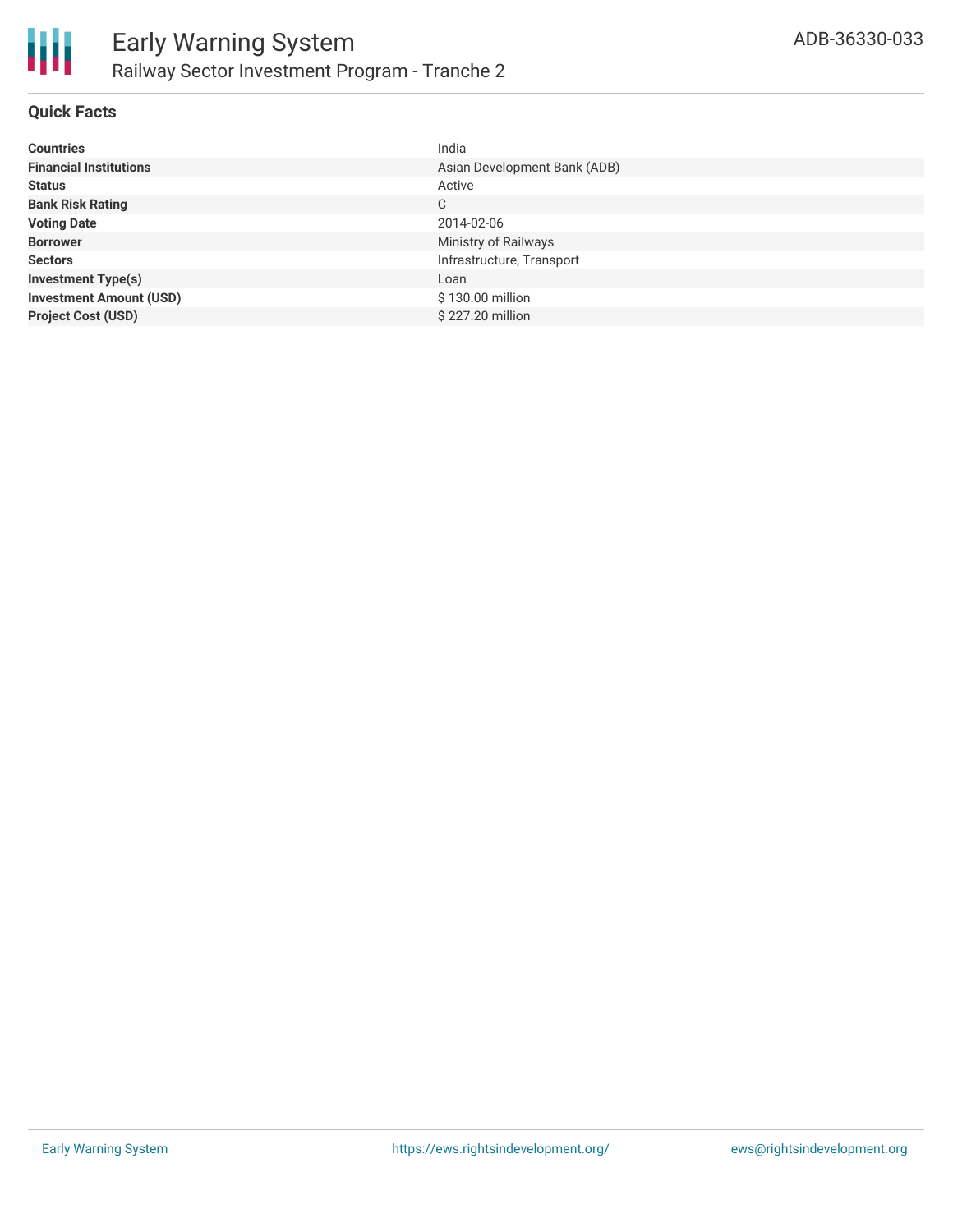# Early Warning System

## Railway Sector Investment Program - Tranche 2

ADB-36330-033

### Quick Facts

| | |
|---|---|
| **Countries** | India |
| **Financial Institutions** | Asian Development Bank (ADB) |
| **Status** | Active |
| **Bank Risk Rating** | C |
| **Voting Date** | 2014-02-06 |
| **Borrower** | Ministry of Railways |
| **Sectors** | Infrastructure, Transport |
| **Investment Type(s)** | Loan |
| **Investment Amount (USD)** | $ 130.00 million |
| **Project Cost (USD)** | $ 227.20 million |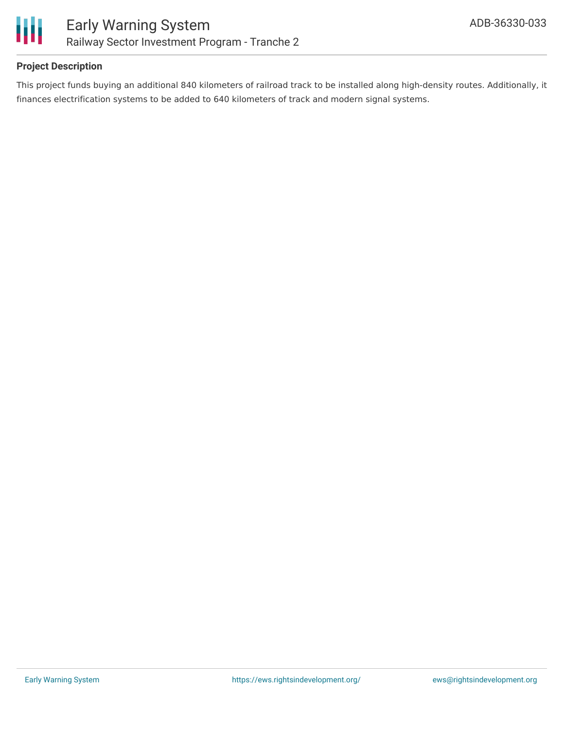## Project Description

This project funds buying an additional 840 kilometers of railroad track to be installed along high-density routes. Additionally, it finances electrification systems to be added to 640 kilometers of track and modern signal systems.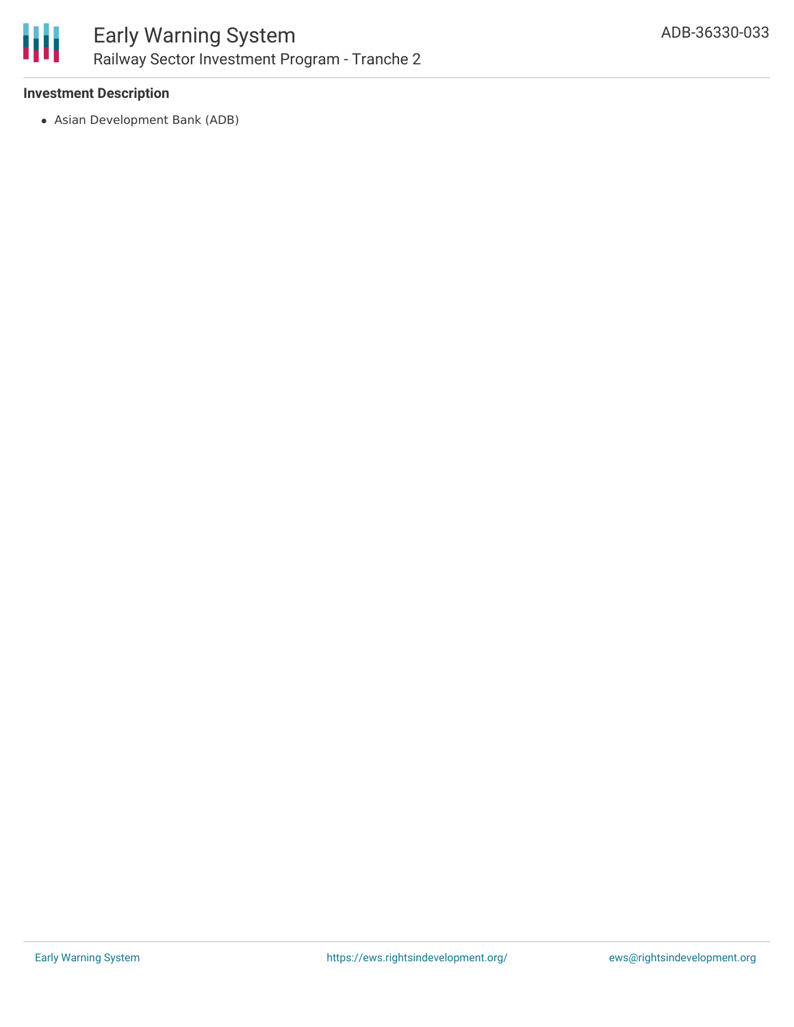**Investment Description**

- Asian Development Bank (ADB)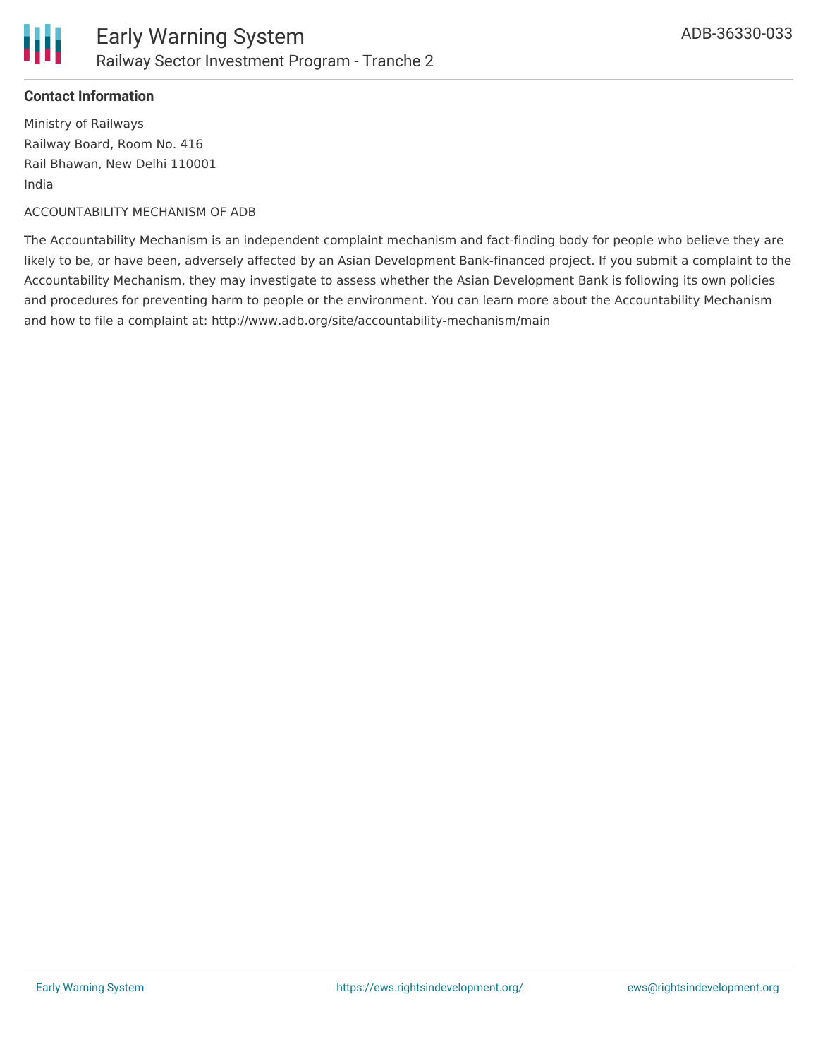**Contact Information**

Ministry of Railways
Railway Board, Room No. 416
Rail Bhawan, New Delhi 110001
India

ACCOUNTABILITY MECHANISM OF ADB

The Accountability Mechanism is an independent complaint mechanism and fact-finding body for people who believe they are likely to be, or have been, adversely affected by an Asian Development Bank-financed project. If you submit a complaint to the Accountability Mechanism, they may investigate to assess whether the Asian Development Bank is following its own policies and procedures for preventing harm to people or the environment. You can learn more about the Accountability Mechanism and how to file a complaint at: http://www.adb.org/site/accountability-mechanism/main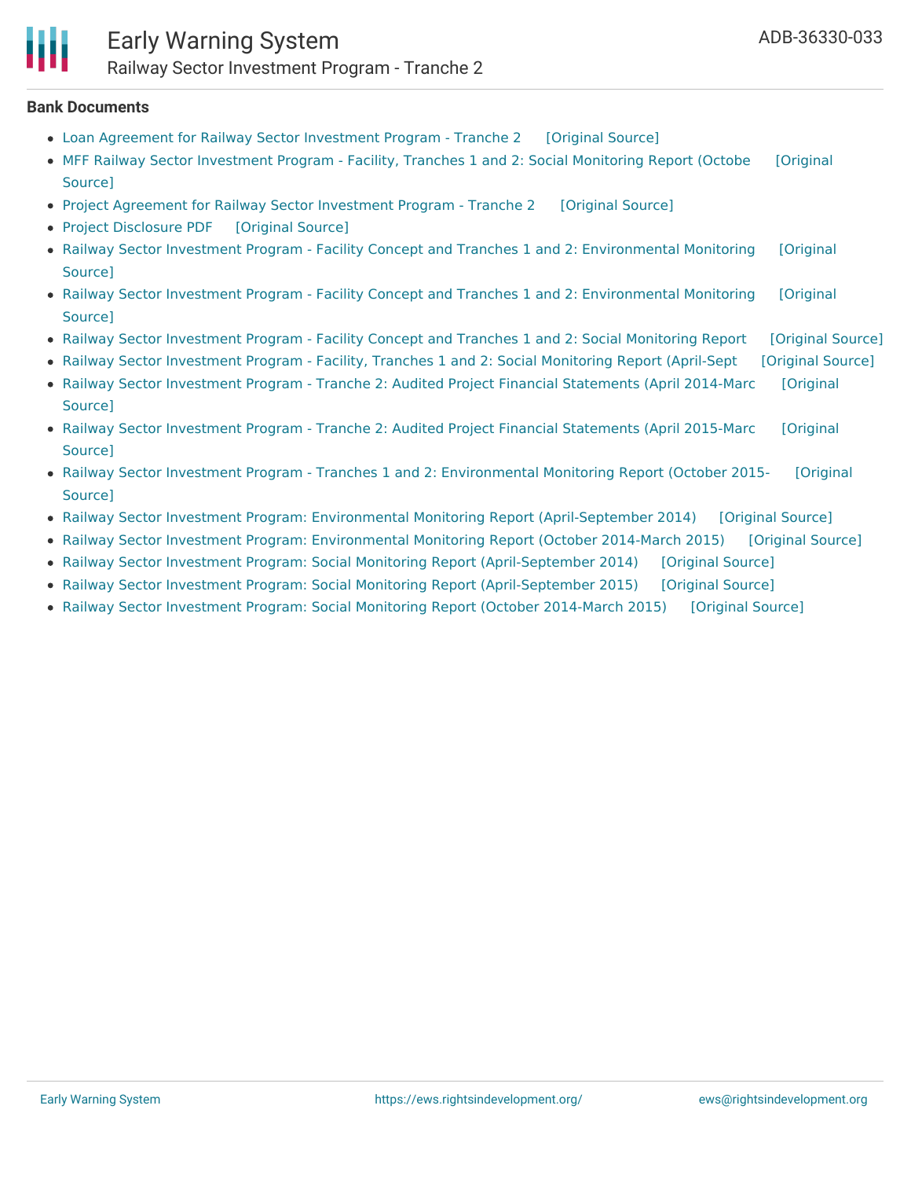## Bank Documents

- Loan Agreement for Railway Sector Investment Program - Tranche 2 [Original Source]
- MFF Railway Sector Investment Program - Facility, Tranches 1 and 2: Social Monitoring Report (Octobe [Original Source]
- Project Agreement for Railway Sector Investment Program - Tranche 2 [Original Source]
- Project Disclosure PDF [Original Source]
- Railway Sector Investment Program - Facility Concept and Tranches 1 and 2: Environmental Monitoring [Original Source]
- Railway Sector Investment Program - Facility Concept and Tranches 1 and 2: Environmental Monitoring [Original Source]
- Railway Sector Investment Program - Facility Concept and Tranches 1 and 2: Social Monitoring Report [Original Source]
- Railway Sector Investment Program - Facility, Tranches 1 and 2: Social Monitoring Report (April-Sept [Original Source]
- Railway Sector Investment Program - Tranche 2: Audited Project Financial Statements (April 2014-Marc [Original Source]
- Railway Sector Investment Program - Tranche 2: Audited Project Financial Statements (April 2015-Marc [Original Source]
- Railway Sector Investment Program - Tranches 1 and 2: Environmental Monitoring Report (October 2015- [Original Source]
- Railway Sector Investment Program: Environmental Monitoring Report (April-September 2014) [Original Source]
- Railway Sector Investment Program: Environmental Monitoring Report (October 2014-March 2015) [Original Source]
- Railway Sector Investment Program: Social Monitoring Report (April-September 2014) [Original Source]
- Railway Sector Investment Program: Social Monitoring Report (April-September 2015) [Original Source]
- Railway Sector Investment Program: Social Monitoring Report (October 2014-March 2015) [Original Source]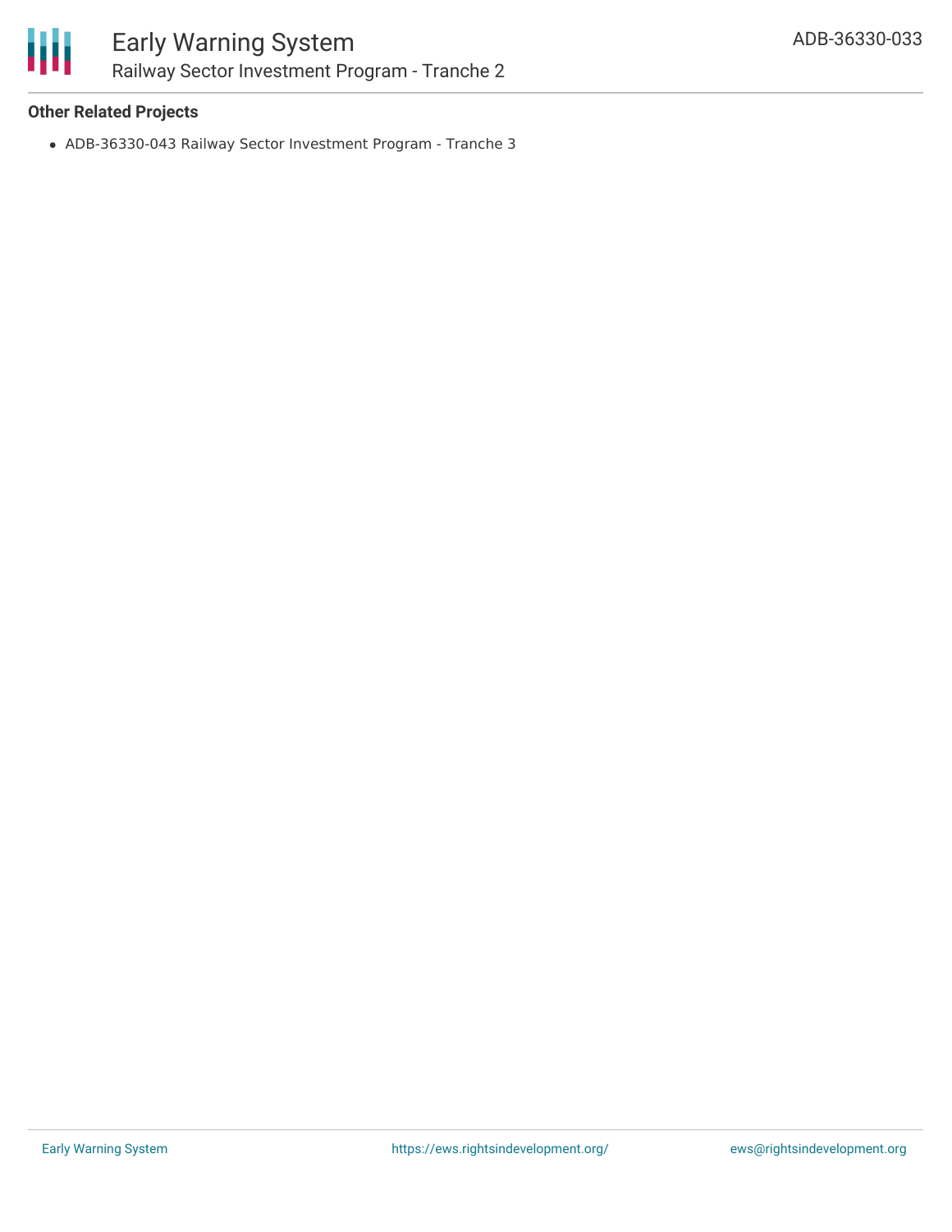**Other Related Projects**

- ADB-36330-043 Railway Sector Investment Program - Tranche 3